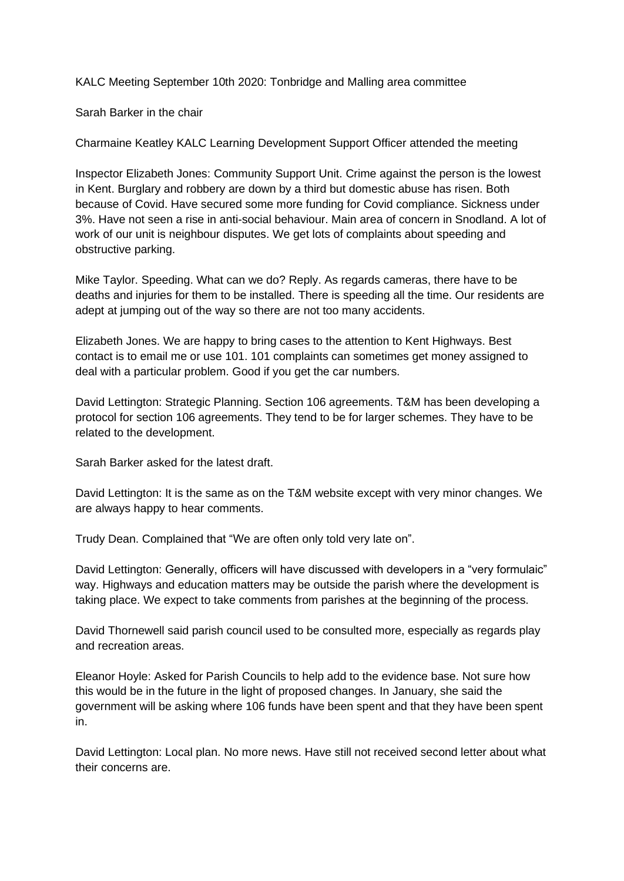KALC Meeting September 10th 2020: Tonbridge and Malling area committee

Sarah Barker in the chair

Charmaine Keatley KALC Learning Development Support Officer attended the meeting

Inspector Elizabeth Jones: Community Support Unit. Crime against the person is the lowest in Kent. Burglary and robbery are down by a third but domestic abuse has risen. Both because of Covid. Have secured some more funding for Covid compliance. Sickness under 3%. Have not seen a rise in anti-social behaviour. Main area of concern in Snodland. A lot of work of our unit is neighbour disputes. We get lots of complaints about speeding and obstructive parking.

Mike Taylor. Speeding. What can we do? Reply. As regards cameras, there have to be deaths and injuries for them to be installed. There is speeding all the time. Our residents are adept at jumping out of the way so there are not too many accidents.

Elizabeth Jones. We are happy to bring cases to the attention to Kent Highways. Best contact is to email me or use 101. 101 complaints can sometimes get money assigned to deal with a particular problem. Good if you get the car numbers.

David Lettington: Strategic Planning. Section 106 agreements. T&M has been developing a protocol for section 106 agreements. They tend to be for larger schemes. They have to be related to the development.

Sarah Barker asked for the latest draft.

David Lettington: It is the same as on the T&M website except with very minor changes. We are always happy to hear comments.

Trudy Dean. Complained that "We are often only told very late on".

David Lettington: Generally, officers will have discussed with developers in a "very formulaic" way. Highways and education matters may be outside the parish where the development is taking place. We expect to take comments from parishes at the beginning of the process.

David Thornewell said parish council used to be consulted more, especially as regards play and recreation areas.

Eleanor Hoyle: Asked for Parish Councils to help add to the evidence base. Not sure how this would be in the future in the light of proposed changes. In January, she said the government will be asking where 106 funds have been spent and that they have been spent in.

David Lettington: Local plan. No more news. Have still not received second letter about what their concerns are.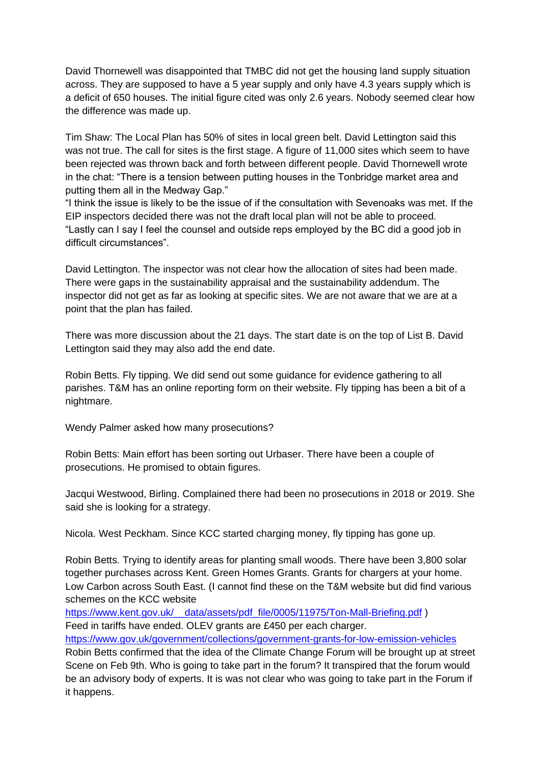David Thornewell was disappointed that TMBC did not get the housing land supply situation across. They are supposed to have a 5 year supply and only have 4.3 years supply which is a deficit of 650 houses. The initial figure cited was only 2.6 years. Nobody seemed clear how the difference was made up.

Tim Shaw: The Local Plan has 50% of sites in local green belt. David Lettington said this was not true. The call for sites is the first stage. A figure of 11,000 sites which seem to have been rejected was thrown back and forth between different people. David Thornewell wrote in the chat: "There is a tension between putting houses in the Tonbridge market area and putting them all in the Medway Gap."
"I think the issue is likely to be the issue of if the consultation with Sevenoaks was met. If the EIP inspectors decided there was not the draft local plan will not be able to proceed.
"Lastly can I say I feel the counsel and outside reps employed by the BC did a good job in difficult circumstances".

David Lettington. The inspector was not clear how the allocation of sites had been made. There were gaps in the sustainability appraisal and the sustainability addendum. The inspector did not get as far as looking at specific sites. We are not aware that we are at a point that the plan has failed.

There was more discussion about the 21 days. The start date is on the top of List B. David Lettington said they may also add the end date.

Robin Betts. Fly tipping. We did send out some guidance for evidence gathering to all parishes. T&M has an online reporting form on their website. Fly tipping has been a bit of a nightmare.

Wendy Palmer asked how many prosecutions?

Robin Betts: Main effort has been sorting out Urbaser. There have been a couple of prosecutions. He promised to obtain figures.

Jacqui Westwood, Birling. Complained there had been no prosecutions in 2018 or 2019. She said she is looking for a strategy.

Nicola. West Peckham. Since KCC started charging money, fly tipping has gone up.

Robin Betts. Trying to identify areas for planting small woods. There have been 3,800 solar together purchases across Kent. Green Homes Grants. Grants for chargers at your home. Low Carbon across South East. (I cannot find these on the T&M website but did find various schemes on the KCC website
https://www.kent.gov.uk/__data/assets/pdf_file/0005/11975/Ton-Mall-Briefing.pdf )
Feed in tariffs have ended. OLEV grants are £450 per each charger.
https://www.gov.uk/government/collections/government-grants-for-low-emission-vehicles
Robin Betts confirmed that the idea of the Climate Change Forum will be brought up at street Scene on Feb 9th. Who is going to take part in the forum? It transpired that the forum would be an advisory body of experts. It is was not clear who was going to take part in the Forum if it happens.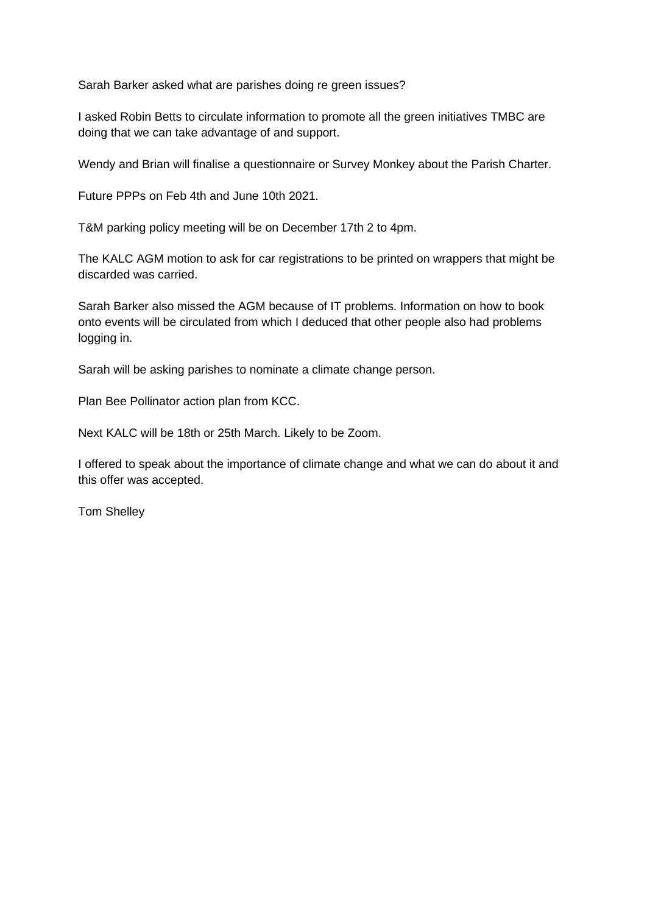Sarah Barker asked what are parishes doing re green issues?

I asked Robin Betts to circulate information to promote all the green initiatives TMBC are doing that we can take advantage of and support.

Wendy and Brian will finalise a questionnaire or Survey Monkey about the Parish Charter.

Future PPPs on Feb 4th and June 10th 2021.

T&M parking policy meeting will be on December 17th 2 to 4pm.

The KALC AGM motion to ask for car registrations to be printed on wrappers that might be discarded was carried.

Sarah Barker also missed the AGM because of IT problems. Information on how to book onto events will be circulated from which I deduced that other people also had problems logging in.

Sarah will be asking parishes to nominate a climate change person.

Plan Bee Pollinator action plan from KCC.

Next KALC will be 18th or 25th March. Likely to be Zoom.

I offered to speak about the importance of climate change and what we can do about it and this offer was accepted.

Tom Shelley